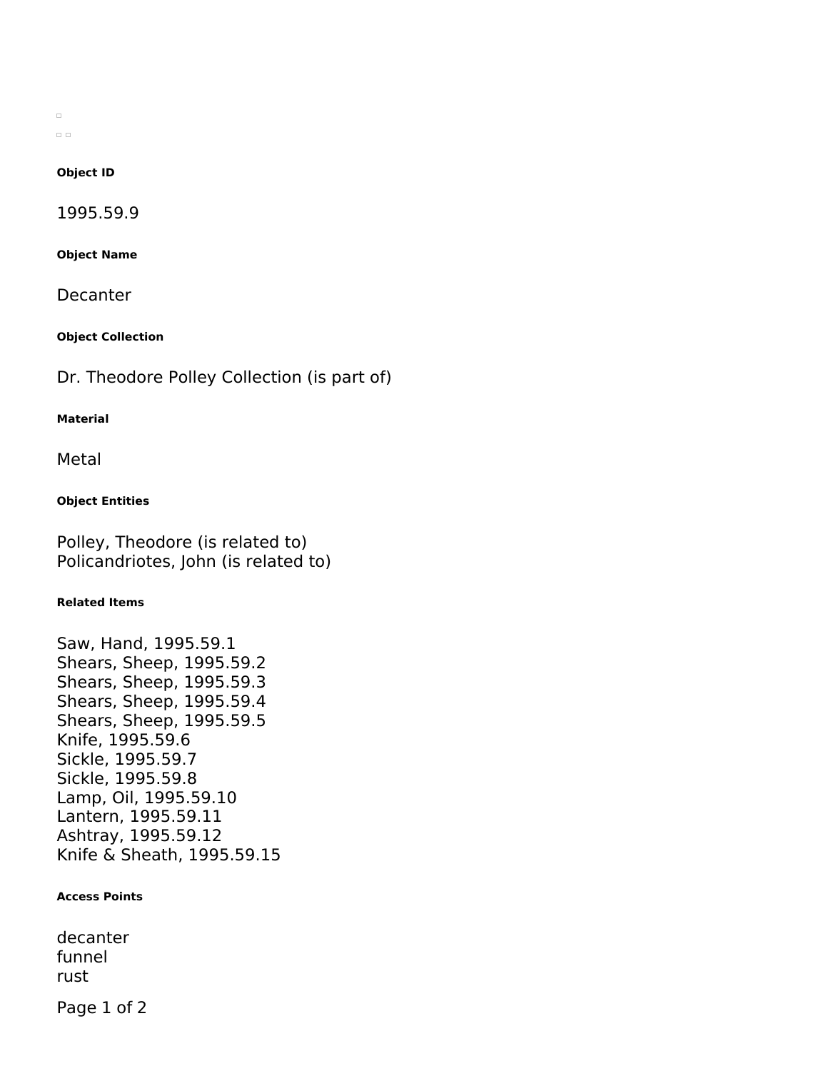#### Object ID

1995.59.9

#### Object Name

Decanter

#### Object Collection

Dr. Theodore Polley Collection (is part of)

#### Material

Metal

#### Object Entities

Polley, Theodore (is related to)
Policandriotes, John (is related to)

#### Related Items

Saw, Hand, 1995.59.1
Shears, Sheep, 1995.59.2
Shears, Sheep, 1995.59.3
Shears, Sheep, 1995.59.4
Shears, Sheep, 1995.59.5
Knife, 1995.59.6
Sickle, 1995.59.7
Sickle, 1995.59.8
Lamp, Oil, 1995.59.10
Lantern, 1995.59.11
Ashtray, 1995.59.12
Knife & Sheath, 1995.59.15

#### Access Points

decanter
funnel
rust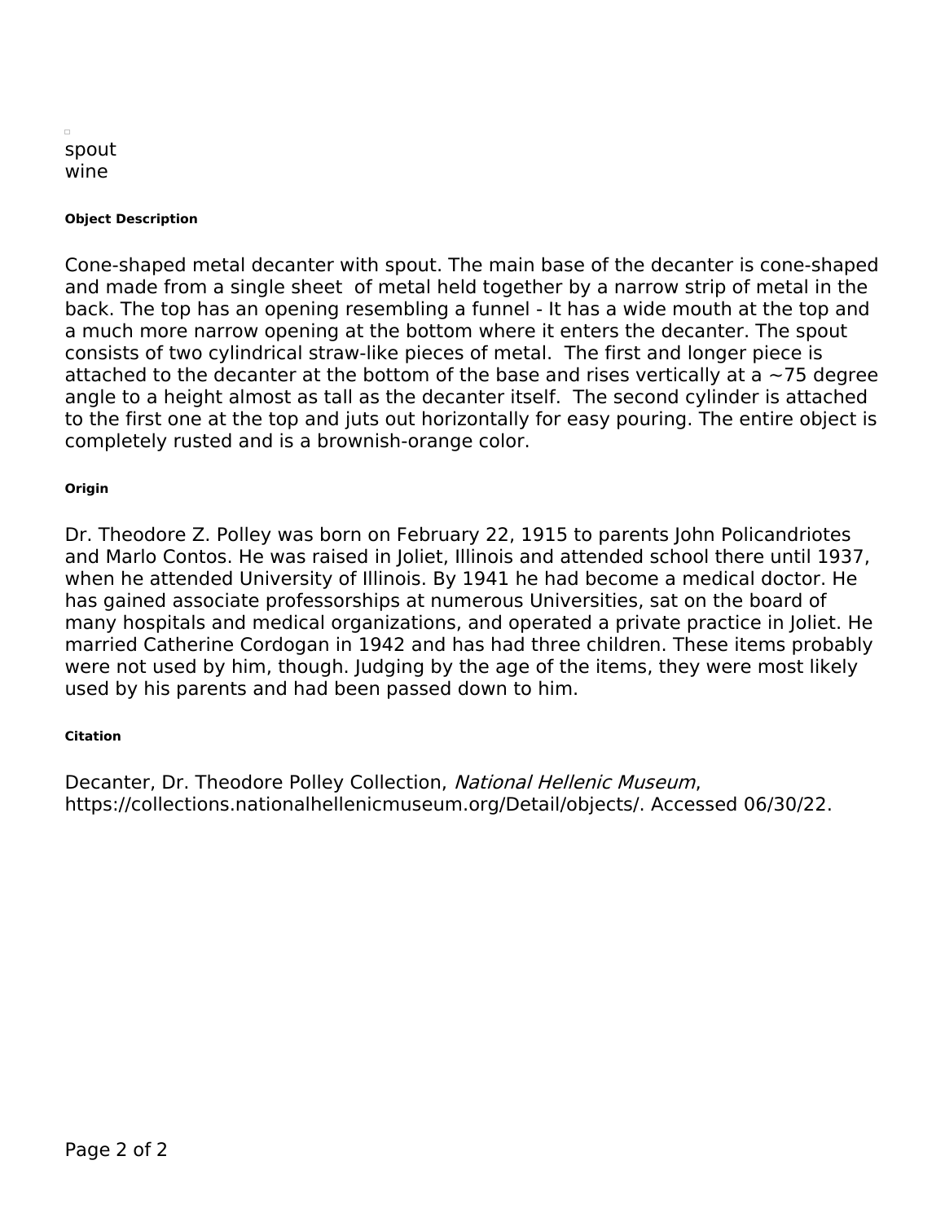spout
wine

#### Object Description

Cone-shaped metal decanter with spout. The main base of the decanter is cone-shaped and made from a single sheet of metal held together by a narrow strip of metal in the back. The top has an opening resembling a funnel - It has a wide mouth at the top and a much more narrow opening at the bottom where it enters the decanter. The spout consists of two cylindrical straw-like pieces of metal. The first and longer piece is attached to the decanter at the bottom of the base and rises vertically at a ~75 degree angle to a height almost as tall as the decanter itself. The second cylinder is attached to the first one at the top and juts out horizontally for easy pouring. The entire object is completely rusted and is a brownish-orange color.

#### Origin

Dr. Theodore Z. Polley was born on February 22, 1915 to parents John Policandriotes and Marlo Contos. He was raised in Joliet, Illinois and attended school there until 1937, when he attended University of Illinois. By 1941 he had become a medical doctor. He has gained associate professorships at numerous Universities, sat on the board of many hospitals and medical organizations, and operated a private practice in Joliet. He married Catherine Cordogan in 1942 and has had three children. These items probably were not used by him, though. Judging by the age of the items, they were most likely used by his parents and had been passed down to him.

#### Citation

Decanter, Dr. Theodore Polley Collection, *National Hellenic Museum*, https://collections.nationalhellenicmuseum.org/Detail/objects/. Accessed 06/30/22.